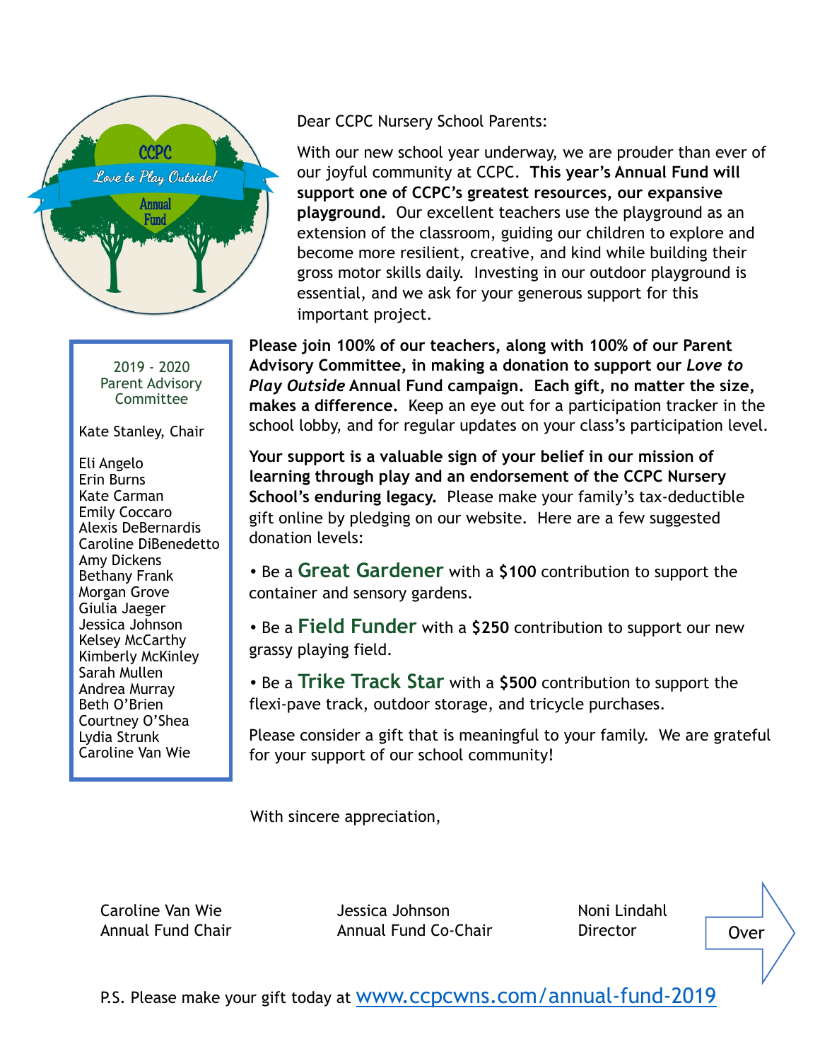CCPC

*Love to Play Outside!*

Annual Fund

Dear CCPC Nursery School Parents:

With our new school year underway, we are prouder than ever of our joyful community at CCPC. **This year's Annual Fund will support one of CCPC's greatest resources, our expansive playground.** Our excellent teachers use the playground as an extension of the classroom, guiding our children to explore and become more resilient, creative, and kind while building their gross motor skills daily. Investing in our outdoor playground is essential, and we ask for your generous support for this important project.

**Please join 100% of our teachers, along with 100% of our Parent Advisory Committee, in making a donation to support our *Love to Play Outside* Annual Fund campaign. Each gift, no matter the size, makes a difference.** Keep an eye out for a participation tracker in the school lobby, and for regular updates on your class's participation level.

**Your support is a valuable sign of your belief in our mission of learning through play and an endorsement of the CCPC Nursery School's enduring legacy.** Please make your family's tax-deductible gift online by pledging on our website. Here are a few suggested donation levels:

- Be a **Great Gardener** with a **$100** contribution to support the container and sensory gardens.
- Be a **Field Funder** with a **$250** contribution to support our new grassy playing field.
- Be a **Trike Track Star** with a **$500** contribution to support the flexi-pave track, outdoor storage, and tricycle purchases.

Please consider a gift that is meaningful to your family. We are grateful for your support of our school community!

With sincere appreciation,

Caroline Van Wie
Annual Fund Chair

Jessica Johnson
Annual Fund Co-Chair

Noni Lindahl
Director

Over

P.S. Please make your gift today at www.ccpcwns.com/annual-fund-2019

2019 - 2020
Parent Advisory Committee

Kate Stanley, Chair

Eli Angelo
Erin Burns
Kate Carman
Emily Coccaro
Alexis DeBernardis
Caroline DiBenedetto
Amy Dickens
Bethany Frank
Morgan Grove
Giulia Jaeger
Jessica Johnson
Kelsey McCarthy
Kimberly McKinley
Sarah Mullen
Andrea Murray
Beth O'Brien
Courtney O'Shea
Lydia Strunk
Caroline Van Wie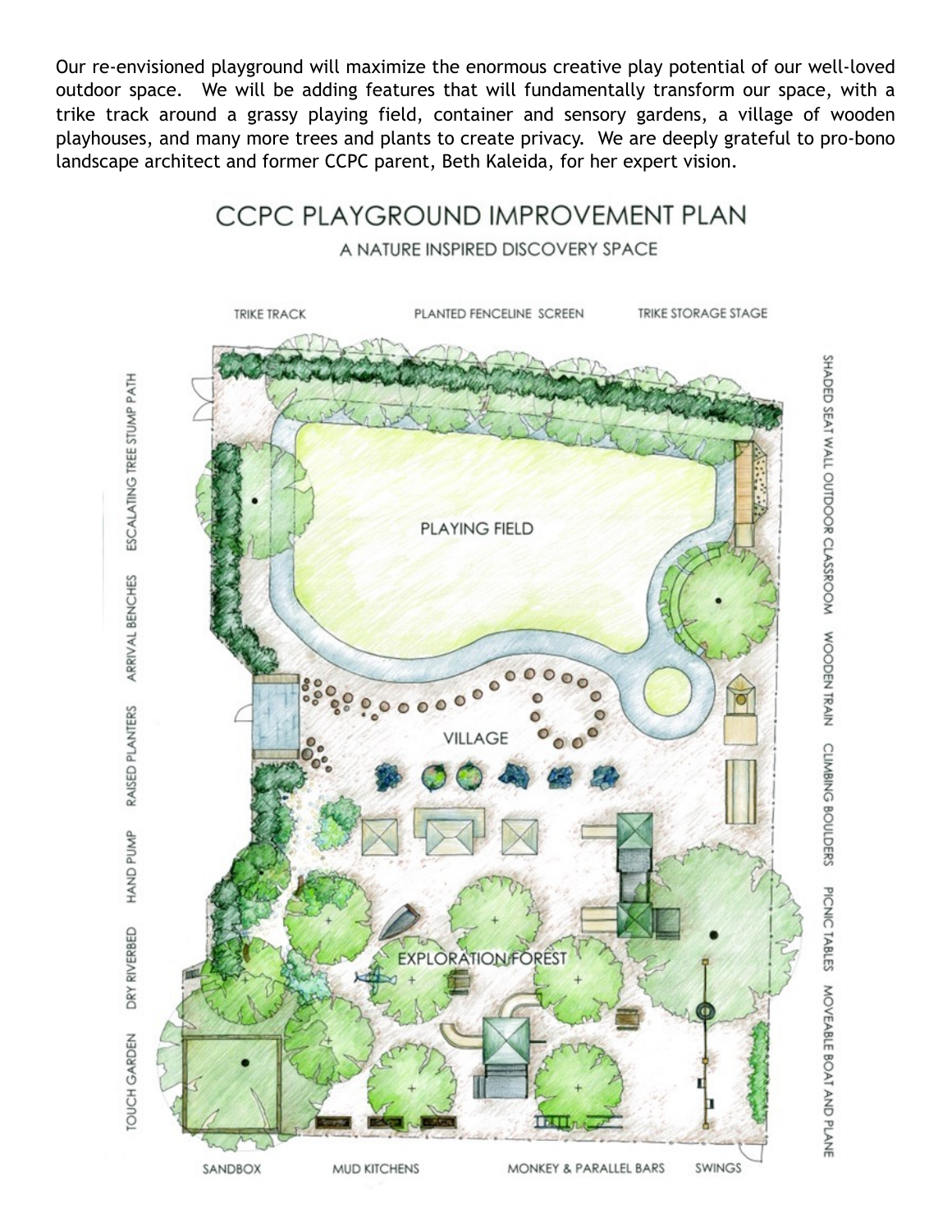Our re-envisioned playground will maximize the enormous creative play potential of our well-loved outdoor space. We will be adding features that will fundamentally transform our space, with a trike track around a grassy playing field, container and sensory gardens, a village of wooden playhouses, and many more trees and plants to create privacy. We are deeply grateful to pro-bono landscape architect and former CCPC parent, Beth Kaleida, for her expert vision.

CCPC PLAYGROUND IMPROVEMENT PLAN

A NATURE INSPIRED DISCOVERY SPACE

TRIKE TRACK

PLANTED FENCELINE SCREEN

TRIKE STORAGE STAGE

SHADED SEAT WALL OUTDOOR CLASSROOM

WOODEN TRAIN

CLIMBING BOULDERS

PICNIC TABLES

MOVEABLE BOAT AND PLANE

ESCALATING TREE STUMP PATH

ARRIVAL BENCHES

RAISED PLANTERS

HAND PUMP

DRY RIVERBED

TOUCH GARDEN

PLAYING FIELD

VILLAGE

EXPLORATION FOREST

SANDBOX

MUD KITCHENS

MONKEY & PARALLEL BARS

SWINGS